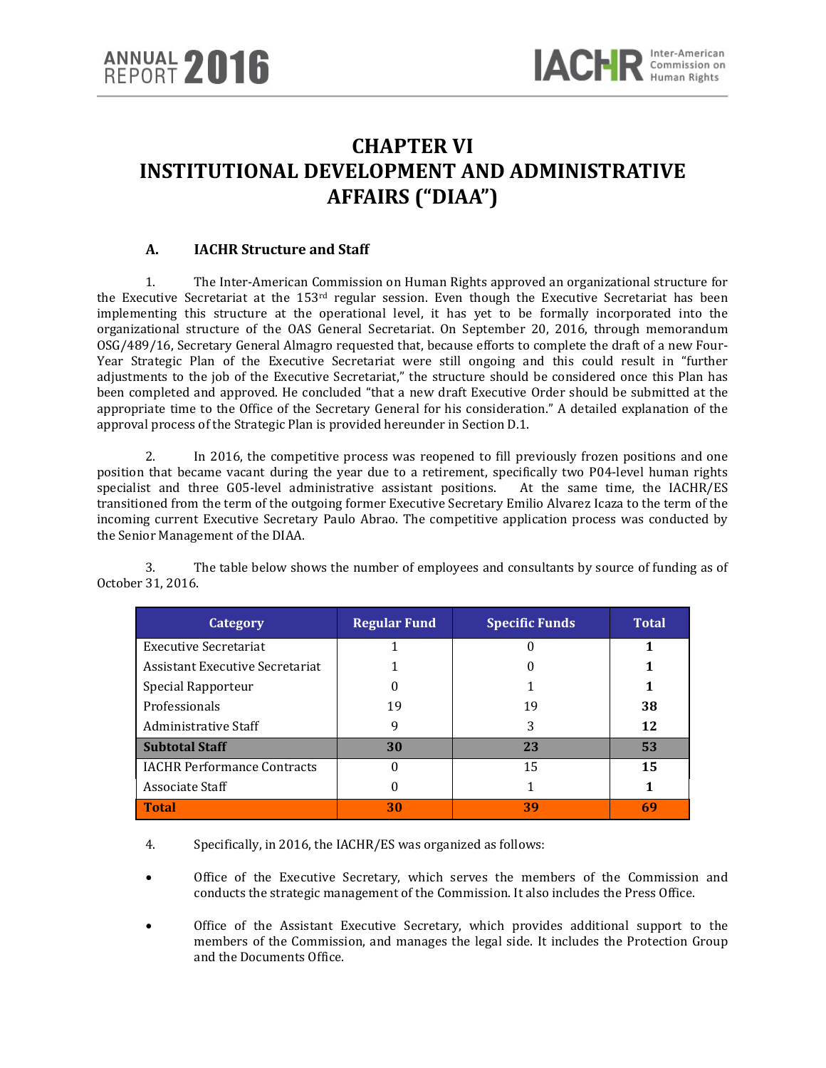# CHAPTER VI
# INSTITUTIONAL DEVELOPMENT AND ADMINISTRATIVE AFFAIRS ("DIAA")

## A. IACHR Structure and Staff

1. The Inter-American Commission on Human Rights approved an organizational structure for the Executive Secretariat at the 153rd regular session. Even though the Executive Secretariat has been implementing this structure at the operational level, it has yet to be formally incorporated into the organizational structure of the OAS General Secretariat. On September 20, 2016, through memorandum OSG/489/16, Secretary General Almagro requested that, because efforts to complete the draft of a new Four-Year Strategic Plan of the Executive Secretariat were still ongoing and this could result in "further adjustments to the job of the Executive Secretariat," the structure should be considered once this Plan has been completed and approved. He concluded "that a new draft Executive Order should be submitted at the appropriate time to the Office of the Secretary General for his consideration." A detailed explanation of the approval process of the Strategic Plan is provided hereunder in Section D.1.

2. In 2016, the competitive process was reopened to fill previously frozen positions and one position that became vacant during the year due to a retirement, specifically two P04-level human rights specialist and three G05-level administrative assistant positions. At the same time, the IACHR/ES transitioned from the term of the outgoing former Executive Secretary Emilio Alvarez Icaza to the term of the incoming current Executive Secretary Paulo Abrao. The competitive application process was conducted by the Senior Management of the DIAA.

3. The table below shows the number of employees and consultants by source of funding as of October 31, 2016.

| Category | Regular Fund | Specific Funds | Total |
|---|---|---|---|
| Executive Secretariat | 1 | 0 | **1** |
| Assistant Executive Secretariat | 1 | 0 | **1** |
| Special Rapporteur | 0 | 1 | **1** |
| Professionals | 19 | 19 | **38** |
| Administrative Staff | 9 | 3 | **12** |
| **Subtotal Staff** | **30** | **23** | **53** |
| IACHR Performance Contracts | 0 | 15 | **15** |
| Associate Staff | 0 | 1 | **1** |
| **Total** | **30** | **39** | **69** |

4. Specifically, in 2016, the IACHR/ES was organized as follows:

- Office of the Executive Secretary, which serves the members of the Commission and conducts the strategic management of the Commission. It also includes the Press Office.

- Office of the Assistant Executive Secretary, which provides additional support to the members of the Commission, and manages the legal side. It includes the Protection Group and the Documents Office.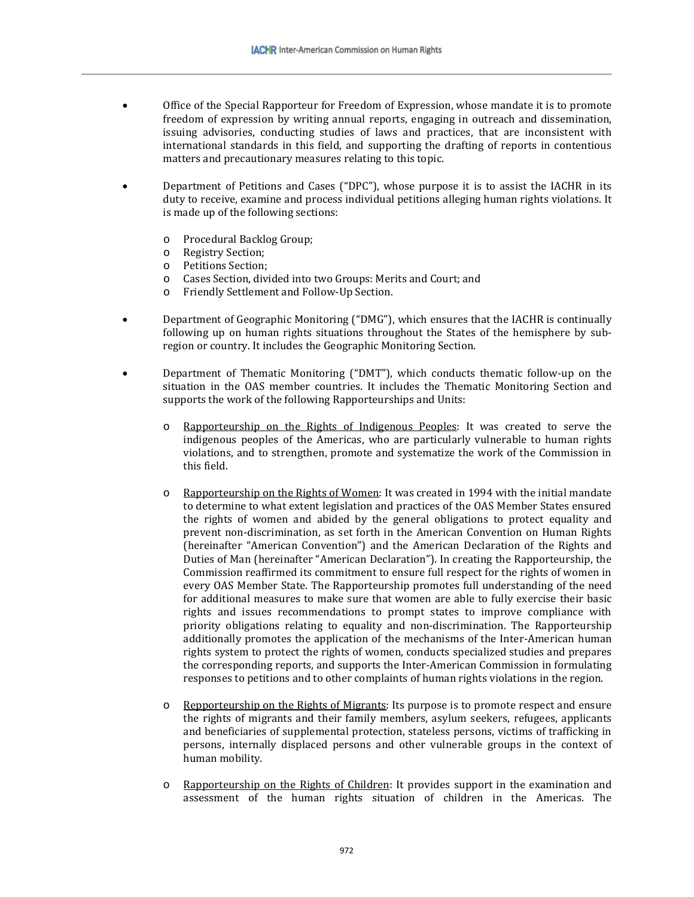- Office of the Special Rapporteur for Freedom of Expression, whose mandate it is to promote freedom of expression by writing annual reports, engaging in outreach and dissemination, issuing advisories, conducting studies of laws and practices, that are inconsistent with international standards in this field, and supporting the drafting of reports in contentious matters and precautionary measures relating to this topic.

- Department of Petitions and Cases ("DPC"), whose purpose it is to assist the IACHR in its duty to receive, examine and process individual petitions alleging human rights violations. It is made up of the following sections:

  - Procedural Backlog Group;
  - Registry Section;
  - Petitions Section;
  - Cases Section, divided into two Groups: Merits and Court; and
  - Friendly Settlement and Follow-Up Section.

- Department of Geographic Monitoring ("DMG"), which ensures that the IACHR is continually following up on human rights situations throughout the States of the hemisphere by sub-region or country. It includes the Geographic Monitoring Section.

- Department of Thematic Monitoring ("DMT"), which conducts thematic follow-up on the situation in the OAS member countries. It includes the Thematic Monitoring Section and supports the work of the following Rapporteurships and Units:

  - <u>Rapporteurship on the Rights of Indigenous Peoples</u>: It was created to serve the indigenous peoples of the Americas, who are particularly vulnerable to human rights violations, and to strengthen, promote and systematize the work of the Commission in this field.

  - <u>Rapporteurship on the Rights of Women</u>: It was created in 1994 with the initial mandate to determine to what extent legislation and practices of the OAS Member States ensured the rights of women and abided by the general obligations to protect equality and prevent non-discrimination, as set forth in the American Convention on Human Rights (hereinafter "American Convention") and the American Declaration of the Rights and Duties of Man (hereinafter "American Declaration"). In creating the Rapporteurship, the Commission reaffirmed its commitment to ensure full respect for the rights of women in every OAS Member State. The Rapporteurship promotes full understanding of the need for additional measures to make sure that women are able to fully exercise their basic rights and issues recommendations to prompt states to improve compliance with priority obligations relating to equality and non-discrimination. The Rapporteurship additionally promotes the application of the mechanisms of the Inter-American human rights system to protect the rights of women, conducts specialized studies and prepares the corresponding reports, and supports the Inter-American Commission in formulating responses to petitions and to other complaints of human rights violations in the region.

  - <u>Repporteurship on the Rights of Migrants</u>: Its purpose is to promote respect and ensure the rights of migrants and their family members, asylum seekers, refugees, applicants and beneficiaries of supplemental protection, stateless persons, victims of trafficking in persons, internally displaced persons and other vulnerable groups in the context of human mobility.

  - <u>Rapporteurship on the Rights of Children</u>: It provides support in the examination and assessment of the human rights situation of children in the Americas. The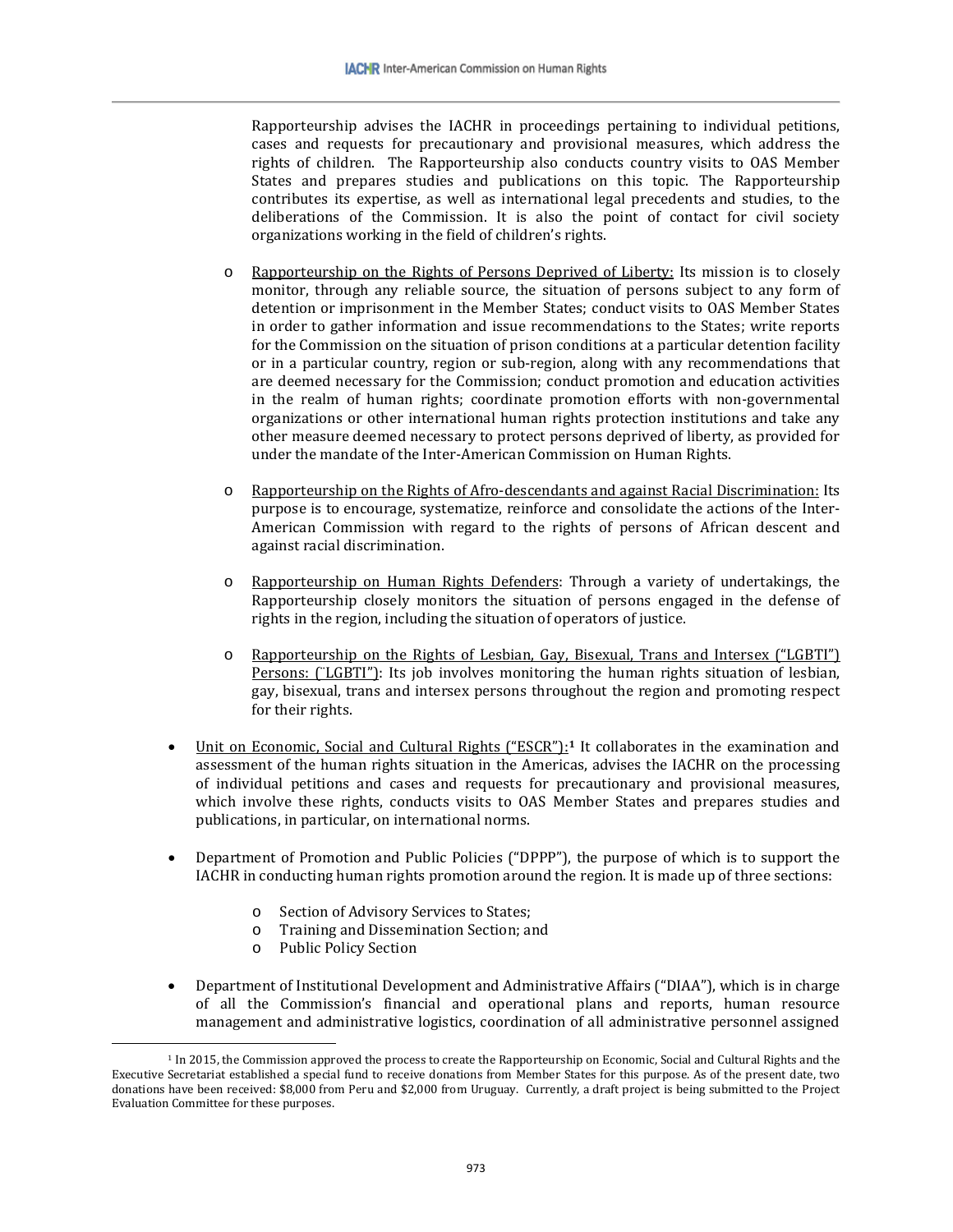Rapporteurship advises the IACHR in proceedings pertaining to individual petitions, cases and requests for precautionary and provisional measures, which address the rights of children. The Rapporteurship also conducts country visits to OAS Member States and prepares studies and publications on this topic. The Rapporteurship contributes its expertise, as well as international legal precedents and studies, to the deliberations of the Commission. It is also the point of contact for civil society organizations working in the field of children's rights.

  - Rapporteurship on the Rights of Persons Deprived of Liberty: Its mission is to closely monitor, through any reliable source, the situation of persons subject to any form of detention or imprisonment in the Member States; conduct visits to OAS Member States in order to gather information and issue recommendations to the States; write reports for the Commission on the situation of prison conditions at a particular detention facility or in a particular country, region or sub-region, along with any recommendations that are deemed necessary for the Commission; conduct promotion and education activities in the realm of human rights; coordinate promotion efforts with non-governmental organizations or other international human rights protection institutions and take any other measure deemed necessary to protect persons deprived of liberty, as provided for under the mandate of the Inter-American Commission on Human Rights.

  - Rapporteurship on the Rights of Afro-descendants and against Racial Discrimination: Its purpose is to encourage, systematize, reinforce and consolidate the actions of the Inter-American Commission with regard to the rights of persons of African descent and against racial discrimination.

  - Rapporteurship on Human Rights Defenders: Through a variety of undertakings, the Rapporteurship closely monitors the situation of persons engaged in the defense of rights in the region, including the situation of operators of justice.

  - Rapporteurship on the Rights of Lesbian, Gay, Bisexual, Trans and Intersex ("LGBTI") Persons: (¨LGBTI"): Its job involves monitoring the human rights situation of lesbian, gay, bisexual, trans and intersex persons throughout the region and promoting respect for their rights.

- Unit on Economic, Social and Cultural Rights ("ESCR"):[1] It collaborates in the examination and assessment of the human rights situation in the Americas, advises the IACHR on the processing of individual petitions and cases and requests for precautionary and provisional measures, which involve these rights, conducts visits to OAS Member States and prepares studies and publications, in particular, on international norms.

- Department of Promotion and Public Policies ("DPPP"), the purpose of which is to support the IACHR in conducting human rights promotion around the region. It is made up of three sections:

  - Section of Advisory Services to States;
  - Training and Dissemination Section; and
  - Public Policy Section

- Department of Institutional Development and Administrative Affairs ("DIAA"), which is in charge of all the Commission's financial and operational plans and reports, human resource management and administrative logistics, coordination of all administrative personnel assigned

[1] In 2015, the Commission approved the process to create the Rapporteurship on Economic, Social and Cultural Rights and the Executive Secretariat established a special fund to receive donations from Member States for this purpose. As of the present date, two donations have been received: $8,000 from Peru and $2,000 from Uruguay. Currently, a draft project is being submitted to the Project Evaluation Committee for these purposes.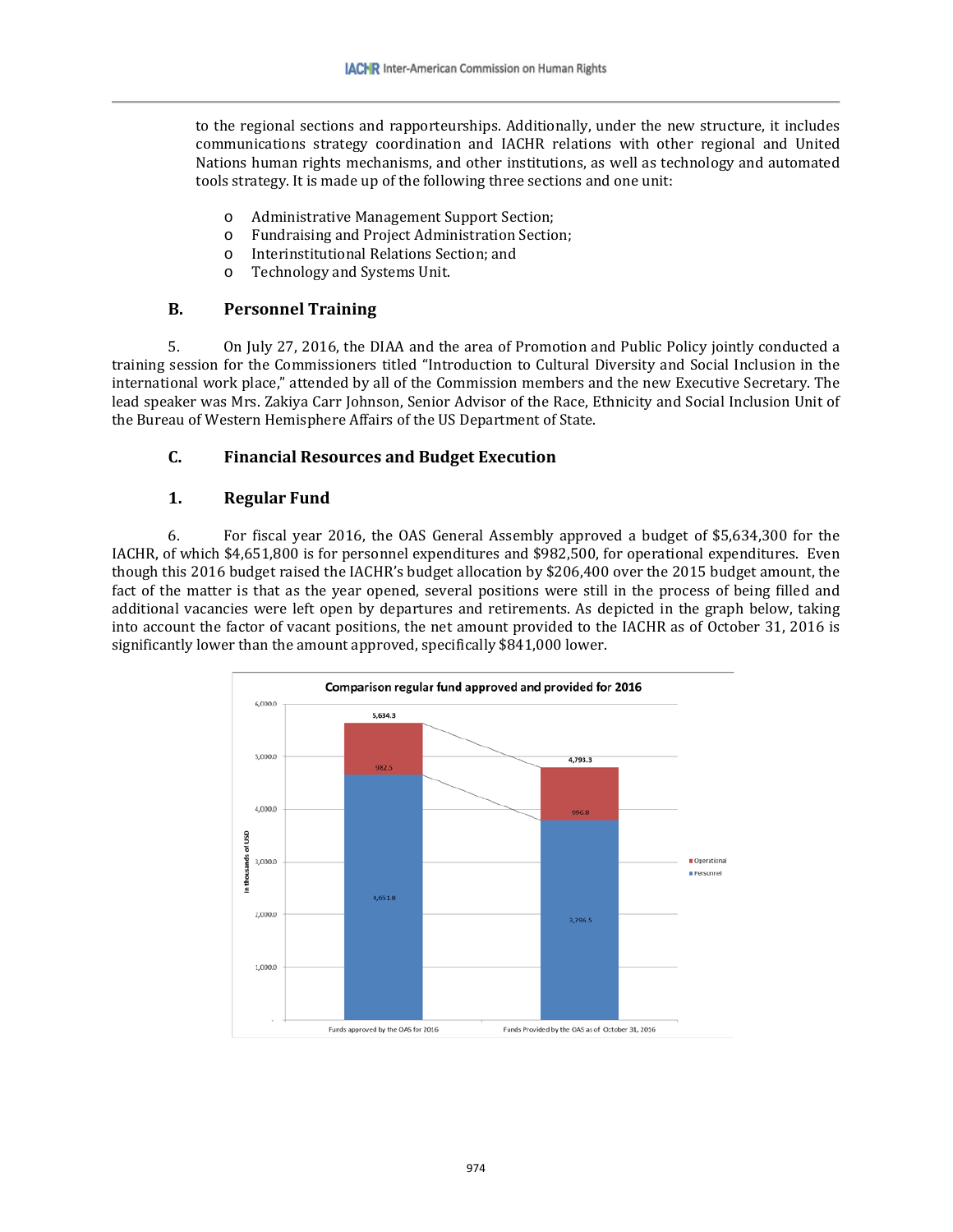to the regional sections and rapporteurships. Additionally, under the new structure, it includes communications strategy coordination and IACHR relations with other regional and United Nations human rights mechanisms, and other institutions, as well as technology and automated tools strategy. It is made up of the following three sections and one unit:

- Administrative Management Support Section;
- Fundraising and Project Administration Section;
- Interinstitutional Relations Section; and
- Technology and Systems Unit.

## B. Personnel Training

5. On July 27, 2016, the DIAA and the area of Promotion and Public Policy jointly conducted a training session for the Commissioners titled "Introduction to Cultural Diversity and Social Inclusion in the international work place," attended by all of the Commission members and the new Executive Secretary. The lead speaker was Mrs. Zakiya Carr Johnson, Senior Advisor of the Race, Ethnicity and Social Inclusion Unit of the Bureau of Western Hemisphere Affairs of the US Department of State.

## C. Financial Resources and Budget Execution

### 1. Regular Fund

6. For fiscal year 2016, the OAS General Assembly approved a budget of $5,634,300 for the IACHR, of which $4,651,800 is for personnel expenditures and $982,500, for operational expenditures. Even though this 2016 budget raised the IACHR's budget allocation by $206,400 over the 2015 budget amount, the fact of the matter is that as the year opened, several positions were still in the process of being filled and additional vacancies were left open by departures and retirements. As depicted in the graph below, taking into account the factor of vacant positions, the net amount provided to the IACHR as of October 31, 2016 is significantly lower than the amount approved, specifically $841,000 lower.

**Comparison regular fund approved and provided for 2016**

(In thousands of USD)

| | Funds approved by the OAS for 2016 | Funds Provided by the OAS as of October 31, 2016 |
|---|---|---|
| Operational | 982.5 | 996.8 |
| Personnel | 4,651.8 | 3,796.5 |
| Total | 5,634.3 | 4,793.3 |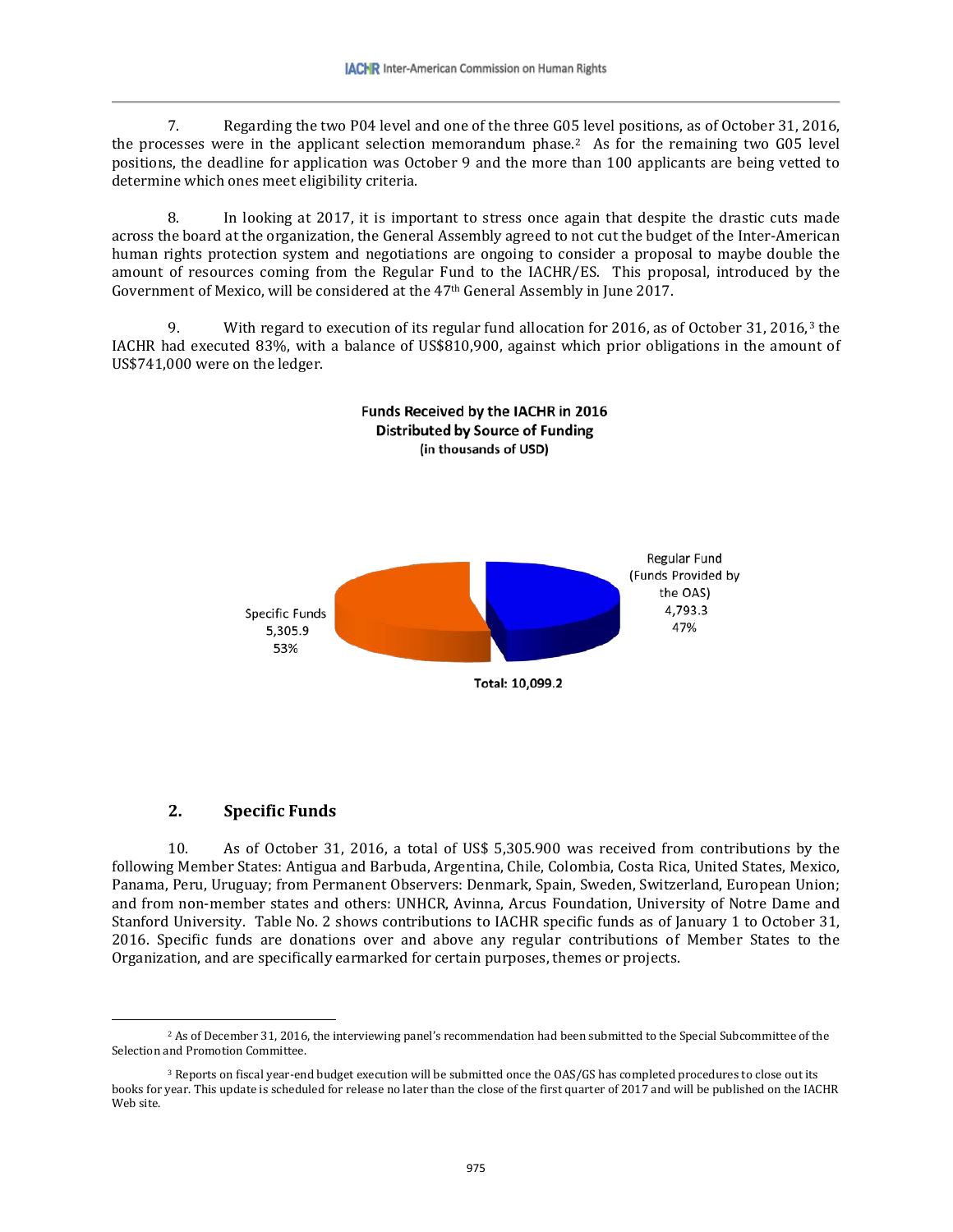7. Regarding the two P04 level and one of the three G05 level positions, as of October 31, 2016, the processes were in the applicant selection memorandum phase.[2] As for the remaining two G05 level positions, the deadline for application was October 9 and the more than 100 applicants are being vetted to determine which ones meet eligibility criteria.

8. In looking at 2017, it is important to stress once again that despite the drastic cuts made across the board at the organization, the General Assembly agreed to not cut the budget of the Inter-American human rights protection system and negotiations are ongoing to consider a proposal to maybe double the amount of resources coming from the Regular Fund to the IACHR/ES. This proposal, introduced by the Government of Mexico, will be considered at the 47th General Assembly in June 2017.

9. With regard to execution of its regular fund allocation for 2016, as of October 31, 2016,[3] the IACHR had executed 83%, with a balance of US$810,900, against which prior obligations in the amount of US$741,000 were on the ledger.

**Funds Received by the IACHR in 2016**
**Distributed by Source of Funding**
**(in thousands of USD)**

| Source | Amount | % |
|---|---|---|
| Regular Fund (Funds Provided by the OAS) | 4,793.3 | 47% |
| Specific Funds | 5,305.9 | 53% |

**Total: 10,099.2**

## 2. Specific Funds

10. As of October 31, 2016, a total of US$ 5,305.900 was received from contributions by the following Member States: Antigua and Barbuda, Argentina, Chile, Colombia, Costa Rica, United States, Mexico, Panama, Peru, Uruguay; from Permanent Observers: Denmark, Spain, Sweden, Switzerland, European Union; and from non-member states and others: UNHCR, Avinna, Arcus Foundation, University of Notre Dame and Stanford University. Table No. 2 shows contributions to IACHR specific funds as of January 1 to October 31, 2016. Specific funds are donations over and above any regular contributions of Member States to the Organization, and are specifically earmarked for certain purposes, themes or projects.

---

[2] As of December 31, 2016, the interviewing panel's recommendation had been submitted to the Special Subcommittee of the Selection and Promotion Committee.

[3] Reports on fiscal year-end budget execution will be submitted once the OAS/GS has completed procedures to close out its books for year. This update is scheduled for release no later than the close of the first quarter of 2017 and will be published on the IACHR Web site.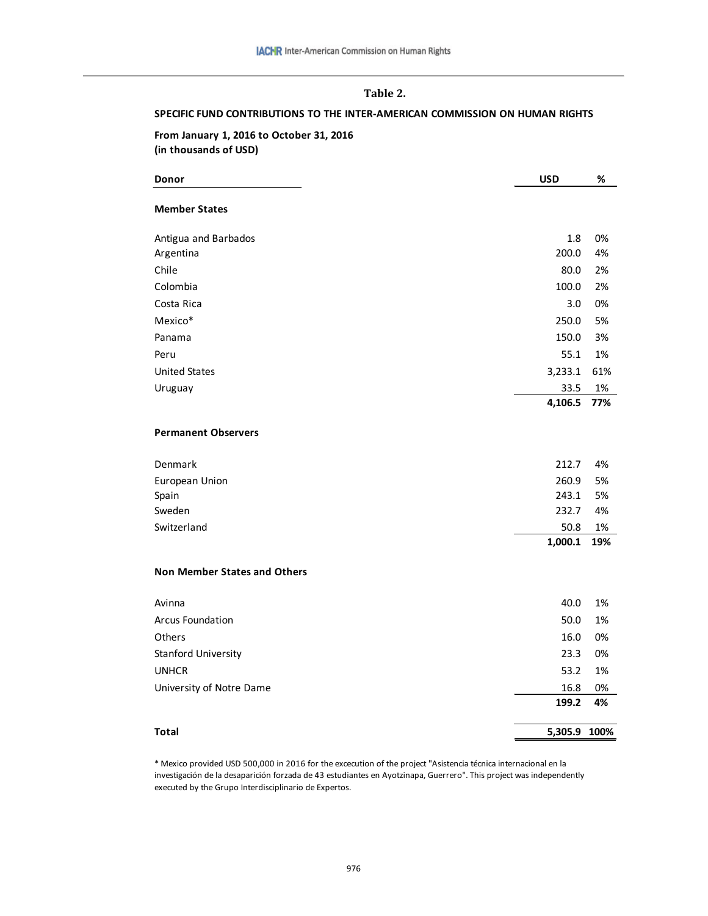**Table 2.**

**SPECIFIC FUND CONTRIBUTIONS TO THE INTER-AMERICAN COMMISSION ON HUMAN RIGHTS**

**From January 1, 2016 to October 31, 2016**
**(in thousands of USD)**

| Donor | USD | % |
|---|---|---|
| **Member States** | | |
| Antigua and Barbados | 1.8 | 0% |
| Argentina | 200.0 | 4% |
| Chile | 80.0 | 2% |
| Colombia | 100.0 | 2% |
| Costa Rica | 3.0 | 0% |
| Mexico* | 250.0 | 5% |
| Panama | 150.0 | 3% |
| Peru | 55.1 | 1% |
| United States | 3,233.1 | 61% |
| Uruguay | 33.5 | 1% |
| | **4,106.5** | **77%** |
| **Permanent Observers** | | |
| Denmark | 212.7 | 4% |
| European Union | 260.9 | 5% |
| Spain | 243.1 | 5% |
| Sweden | 232.7 | 4% |
| Switzerland | 50.8 | 1% |
| | **1,000.1** | **19%** |
| **Non Member States and Others** | | |
| Avinna | 40.0 | 1% |
| Arcus Foundation | 50.0 | 1% |
| Others | 16.0 | 0% |
| Stanford University | 23.3 | 0% |
| UNHCR | 53.2 | 1% |
| University of Notre Dame | 16.8 | 0% |
| | **199.2** | **4%** |
| **Total** | **5,305.9** | **100%** |

* Mexico provided USD 500,000 in 2016 for the excecution of the project "Asistencia técnica internacional en la investigación de la desaparición forzada de 43 estudiantes en Ayotzinapa, Guerrero". This project was independently executed by the Grupo Interdisciplinario de Expertos.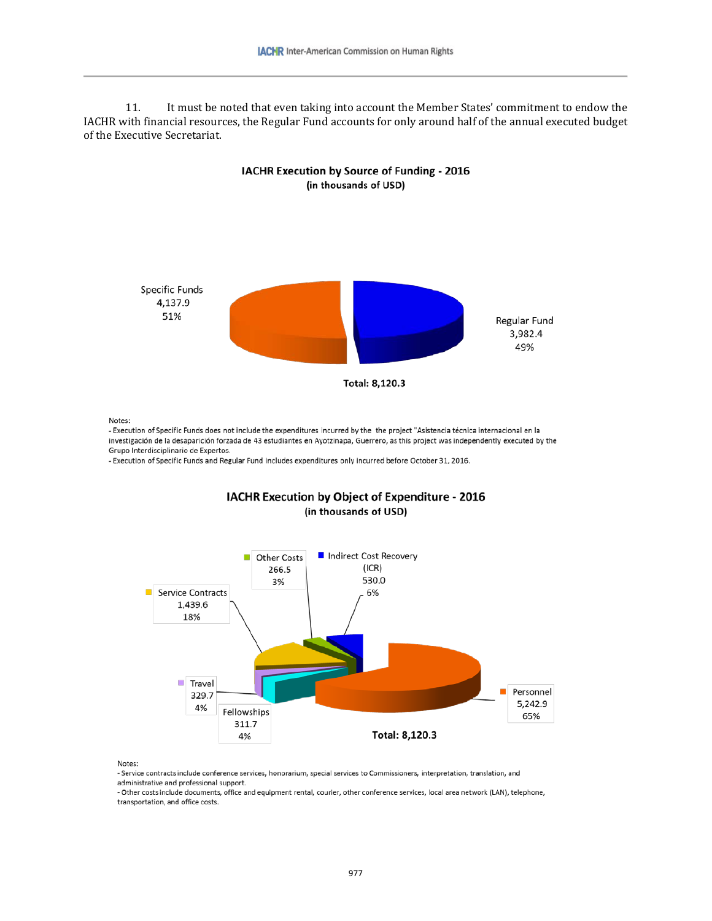11. It must be noted that even taking into account the Member States' commitment to endow the IACHR with financial resources, the Regular Fund accounts for only around half of the annual executed budget of the Executive Secretariat.

**IACHR Execution by Source of Funding - 2016**
**(in thousands of USD)**

Specific Funds 4,137.9 51%

Regular Fund 3,982.4 49%

**Total: 8,120.3**

Notes:
- Execution of Specific Funds does not include the expenditures incurred by the the project "Asistencia técnica internacional en la investigación de la desaparición forzada de 43 estudiantes en Ayotzinapa, Guerrero, as this project was independently executed by the Grupo Interdisciplinario de Expertos.
- Execution of Specific Funds and Regular Fund includes expenditures only incurred before October 31, 2016.

**IACHR Execution by Object of Expenditure - 2016**
**(in thousands of USD)**

Other Costs 266.5 3%

Indirect Cost Recovery (ICR) 530.0 6%

Service Contracts 1,439.6 18%

Travel 329.7 4%

Fellowships 311.7 4%

Personnel 5,242.9 65%

**Total: 8,120.3**

Notes:
- Service contracts include conference services, honorarium, special services to Commissioners, interpretation, translation, and administrative and professional support.
- Other costs include documents, office and equipment rental, courier, other conference services, local area network (LAN), telephone, transportation, and office costs.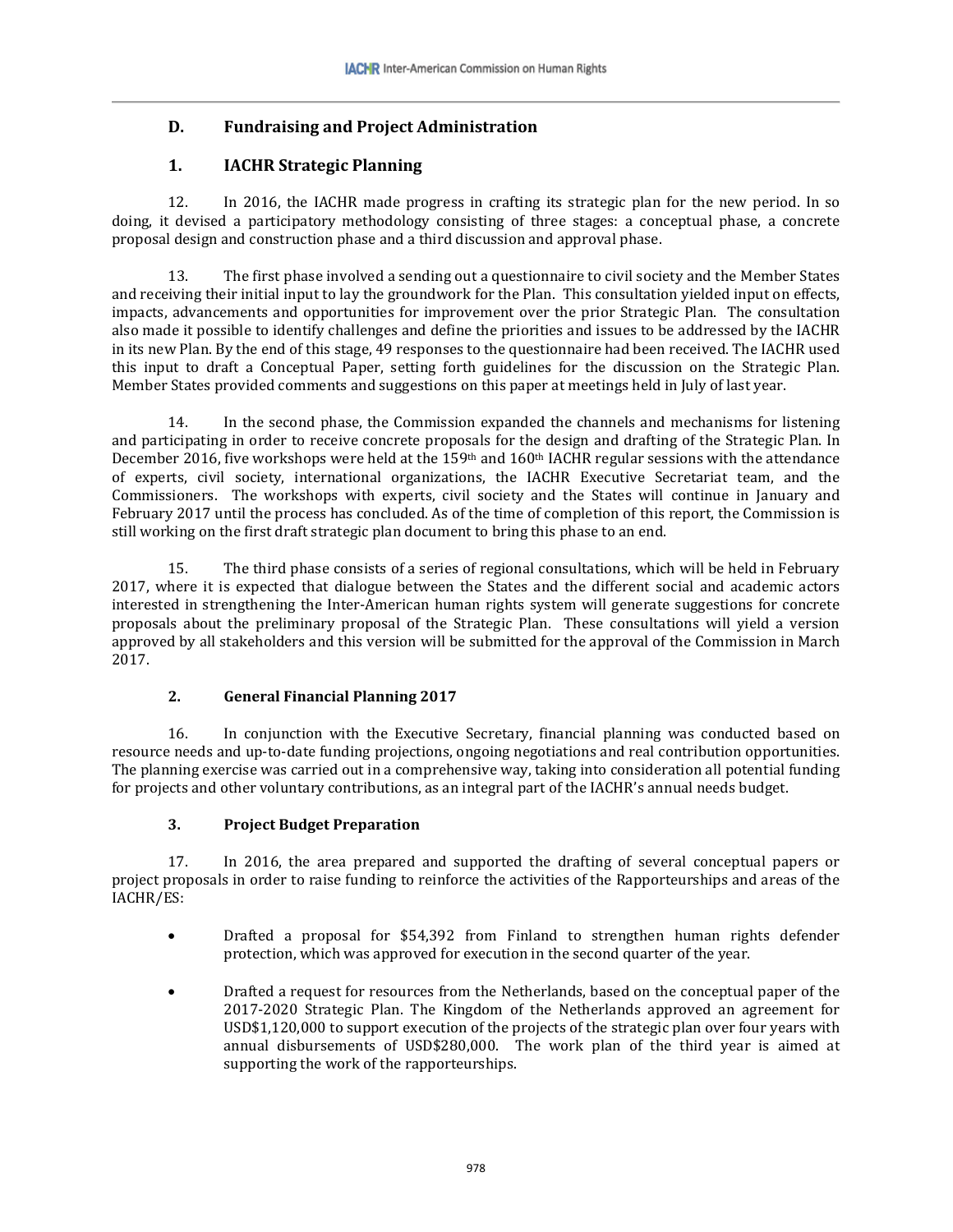## D. Fundraising and Project Administration

### 1. IACHR Strategic Planning

12. In 2016, the IACHR made progress in crafting its strategic plan for the new period. In so doing, it devised a participatory methodology consisting of three stages: a conceptual phase, a concrete proposal design and construction phase and a third discussion and approval phase.

13. The first phase involved a sending out a questionnaire to civil society and the Member States and receiving their initial input to lay the groundwork for the Plan. This consultation yielded input on effects, impacts, advancements and opportunities for improvement over the prior Strategic Plan. The consultation also made it possible to identify challenges and define the priorities and issues to be addressed by the IACHR in its new Plan. By the end of this stage, 49 responses to the questionnaire had been received. The IACHR used this input to draft a Conceptual Paper, setting forth guidelines for the discussion on the Strategic Plan. Member States provided comments and suggestions on this paper at meetings held in July of last year.

14. In the second phase, the Commission expanded the channels and mechanisms for listening and participating in order to receive concrete proposals for the design and drafting of the Strategic Plan. In December 2016, five workshops were held at the 159th and 160th IACHR regular sessions with the attendance of experts, civil society, international organizations, the IACHR Executive Secretariat team, and the Commissioners. The workshops with experts, civil society and the States will continue in January and February 2017 until the process has concluded. As of the time of completion of this report, the Commission is still working on the first draft strategic plan document to bring this phase to an end.

15. The third phase consists of a series of regional consultations, which will be held in February 2017, where it is expected that dialogue between the States and the different social and academic actors interested in strengthening the Inter-American human rights system will generate suggestions for concrete proposals about the preliminary proposal of the Strategic Plan. These consultations will yield a version approved by all stakeholders and this version will be submitted for the approval of the Commission in March 2017.

### 2. General Financial Planning 2017

16. In conjunction with the Executive Secretary, financial planning was conducted based on resource needs and up-to-date funding projections, ongoing negotiations and real contribution opportunities. The planning exercise was carried out in a comprehensive way, taking into consideration all potential funding for projects and other voluntary contributions, as an integral part of the IACHR's annual needs budget.

### 3. Project Budget Preparation

17. In 2016, the area prepared and supported the drafting of several conceptual papers or project proposals in order to raise funding to reinforce the activities of the Rapporteurships and areas of the IACHR/ES:

- Drafted a proposal for $54,392 from Finland to strengthen human rights defender protection, which was approved for execution in the second quarter of the year.
- Drafted a request for resources from the Netherlands, based on the conceptual paper of the 2017-2020 Strategic Plan. The Kingdom of the Netherlands approved an agreement for USD$1,120,000 to support execution of the projects of the strategic plan over four years with annual disbursements of USD$280,000. The work plan of the third year is aimed at supporting the work of the rapporteurships.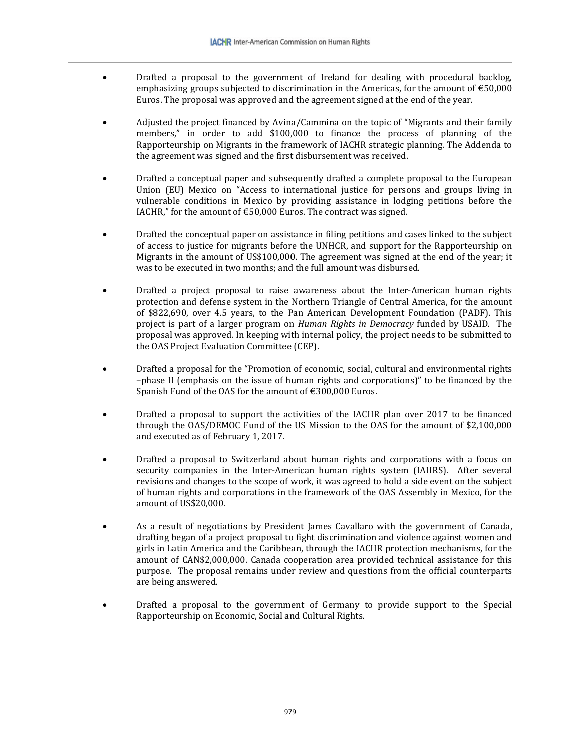- Drafted a proposal to the government of Ireland for dealing with procedural backlog, emphasizing groups subjected to discrimination in the Americas, for the amount of €50,000 Euros. The proposal was approved and the agreement signed at the end of the year.

- Adjusted the project financed by Avina/Cammina on the topic of "Migrants and their family members," in order to add $100,000 to finance the process of planning of the Rapporteurship on Migrants in the framework of IACHR strategic planning. The Addenda to the agreement was signed and the first disbursement was received.

- Drafted a conceptual paper and subsequently drafted a complete proposal to the European Union (EU) Mexico on "Access to international justice for persons and groups living in vulnerable conditions in Mexico by providing assistance in lodging petitions before the IACHR," for the amount of €50,000 Euros. The contract was signed.

- Drafted the conceptual paper on assistance in filing petitions and cases linked to the subject of access to justice for migrants before the UNHCR, and support for the Rapporteurship on Migrants in the amount of US$100,000. The agreement was signed at the end of the year; it was to be executed in two months; and the full amount was disbursed.

- Drafted a project proposal to raise awareness about the Inter-American human rights protection and defense system in the Northern Triangle of Central America, for the amount of $822,690, over 4.5 years, to the Pan American Development Foundation (PADF). This project is part of a larger program on *Human Rights in Democracy* funded by USAID. The proposal was approved. In keeping with internal policy, the project needs to be submitted to the OAS Project Evaluation Committee (CEP).

- Drafted a proposal for the "Promotion of economic, social, cultural and environmental rights –phase II (emphasis on the issue of human rights and corporations)" to be financed by the Spanish Fund of the OAS for the amount of €300,000 Euros.

- Drafted a proposal to support the activities of the IACHR plan over 2017 to be financed through the OAS/DEMOC Fund of the US Mission to the OAS for the amount of $2,100,000 and executed as of February 1, 2017.

- Drafted a proposal to Switzerland about human rights and corporations with a focus on security companies in the Inter-American human rights system (IAHRS). After several revisions and changes to the scope of work, it was agreed to hold a side event on the subject of human rights and corporations in the framework of the OAS Assembly in Mexico, for the amount of US$20,000.

- As a result of negotiations by President James Cavallaro with the government of Canada, drafting began of a project proposal to fight discrimination and violence against women and girls in Latin America and the Caribbean, through the IACHR protection mechanisms, for the amount of CAN$2,000,000. Canada cooperation area provided technical assistance for this purpose. The proposal remains under review and questions from the official counterparts are being answered.

- Drafted a proposal to the government of Germany to provide support to the Special Rapporteurship on Economic, Social and Cultural Rights.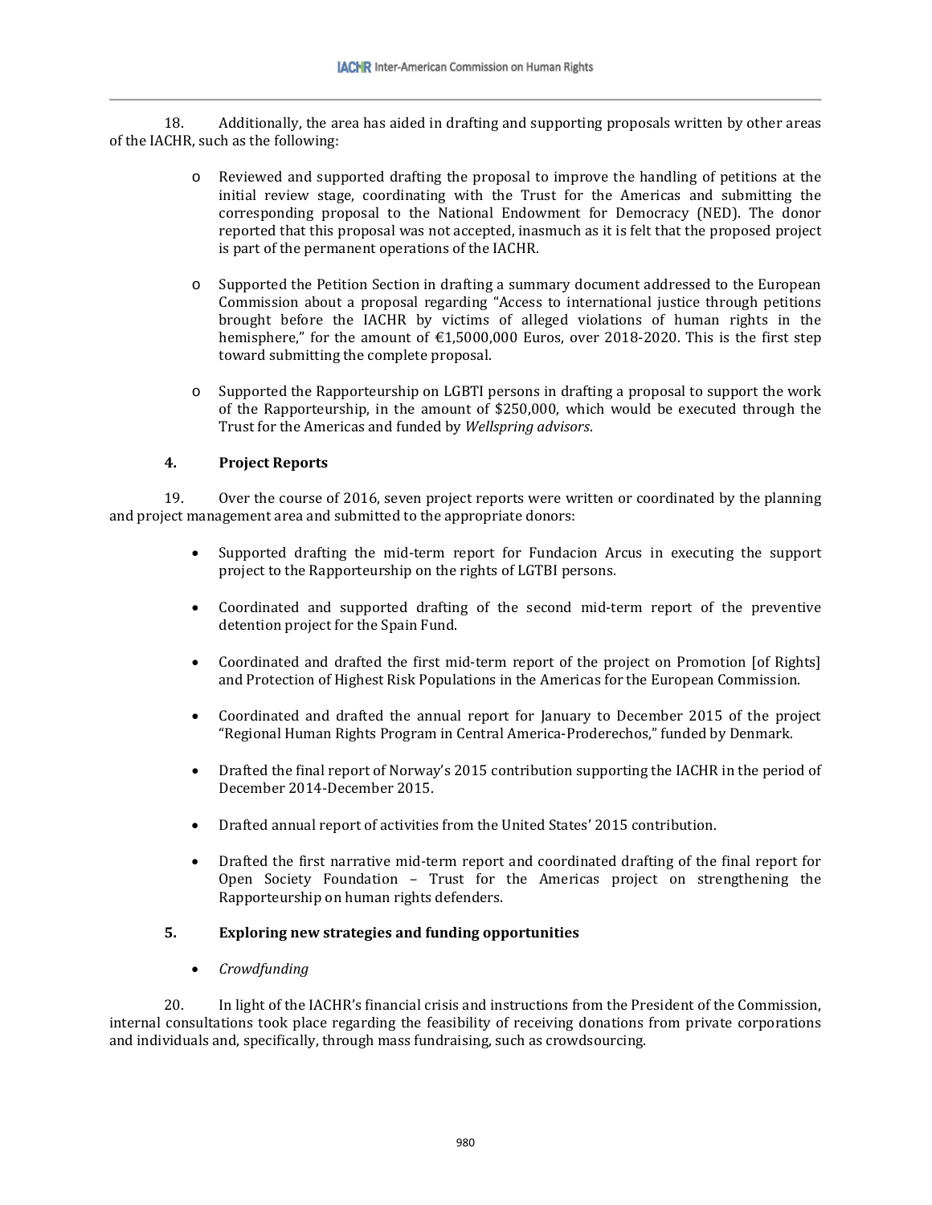18. Additionally, the area has aided in drafting and supporting proposals written by other areas of the IACHR, such as the following:

- Reviewed and supported drafting the proposal to improve the handling of petitions at the initial review stage, coordinating with the Trust for the Americas and submitting the corresponding proposal to the National Endowment for Democracy (NED). The donor reported that this proposal was not accepted, inasmuch as it is felt that the proposed project is part of the permanent operations of the IACHR.

- Supported the Petition Section in drafting a summary document addressed to the European Commission about a proposal regarding "Access to international justice through petitions brought before the IACHR by victims of alleged violations of human rights in the hemisphere," for the amount of €1,5000,000 Euros, over 2018-2020. This is the first step toward submitting the complete proposal.

- Supported the Rapporteurship on LGBTI persons in drafting a proposal to support the work of the Rapporteurship, in the amount of $250,000, which would be executed through the Trust for the Americas and funded by *Wellspring advisors*.

### 4. Project Reports

19. Over the course of 2016, seven project reports were written or coordinated by the planning and project management area and submitted to the appropriate donors:

- Supported drafting the mid-term report for Fundacion Arcus in executing the support project to the Rapporteurship on the rights of LGTBI persons.

- Coordinated and supported drafting of the second mid-term report of the preventive detention project for the Spain Fund.

- Coordinated and drafted the first mid-term report of the project on Promotion [of Rights] and Protection of Highest Risk Populations in the Americas for the European Commission.

- Coordinated and drafted the annual report for January to December 2015 of the project "Regional Human Rights Program in Central America-Proderechos," funded by Denmark.

- Drafted the final report of Norway's 2015 contribution supporting the IACHR in the period of December 2014-December 2015.

- Drafted annual report of activities from the United States' 2015 contribution.

- Drafted the first narrative mid-term report and coordinated drafting of the final report for Open Society Foundation – Trust for the Americas project on strengthening the Rapporteurship on human rights defenders.

### 5. Exploring new strategies and funding opportunities

- *Crowdfunding*

20. In light of the IACHR's financial crisis and instructions from the President of the Commission, internal consultations took place regarding the feasibility of receiving donations from private corporations and individuals and, specifically, through mass fundraising, such as crowdsourcing.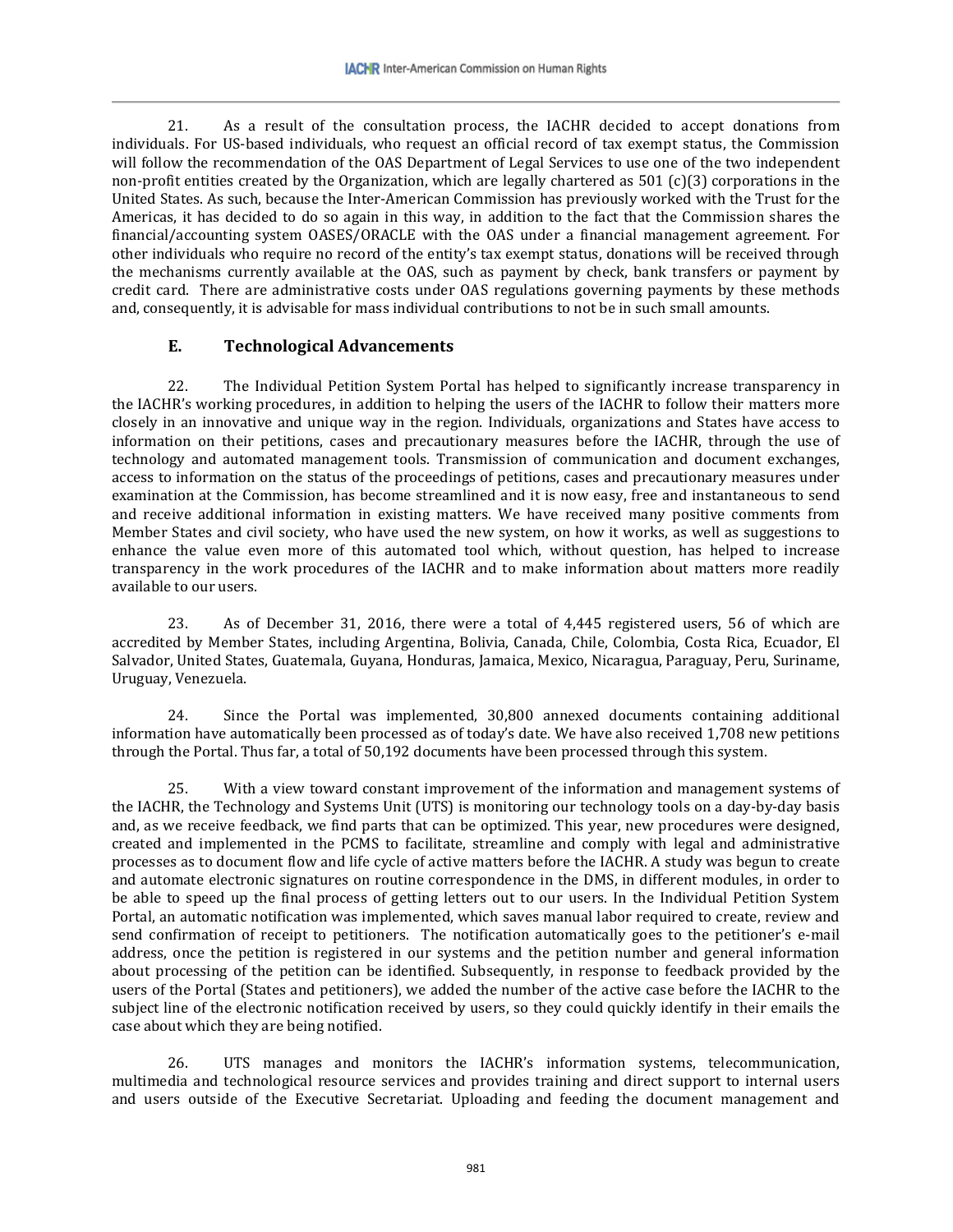21. As a result of the consultation process, the IACHR decided to accept donations from individuals. For US-based individuals, who request an official record of tax exempt status, the Commission will follow the recommendation of the OAS Department of Legal Services to use one of the two independent non-profit entities created by the Organization, which are legally chartered as 501 (c)(3) corporations in the United States. As such, because the Inter-American Commission has previously worked with the Trust for the Americas, it has decided to do so again in this way, in addition to the fact that the Commission shares the financial/accounting system OASES/ORACLE with the OAS under a financial management agreement. For other individuals who require no record of the entity's tax exempt status, donations will be received through the mechanisms currently available at the OAS, such as payment by check, bank transfers or payment by credit card. There are administrative costs under OAS regulations governing payments by these methods and, consequently, it is advisable for mass individual contributions to not be in such small amounts.

## E. Technological Advancements

22. The Individual Petition System Portal has helped to significantly increase transparency in the IACHR's working procedures, in addition to helping the users of the IACHR to follow their matters more closely in an innovative and unique way in the region. Individuals, organizations and States have access to information on their petitions, cases and precautionary measures before the IACHR, through the use of technology and automated management tools. Transmission of communication and document exchanges, access to information on the status of the proceedings of petitions, cases and precautionary measures under examination at the Commission, has become streamlined and it is now easy, free and instantaneous to send and receive additional information in existing matters. We have received many positive comments from Member States and civil society, who have used the new system, on how it works, as well as suggestions to enhance the value even more of this automated tool which, without question, has helped to increase transparency in the work procedures of the IACHR and to make information about matters more readily available to our users.

23. As of December 31, 2016, there were a total of 4,445 registered users, 56 of which are accredited by Member States, including Argentina, Bolivia, Canada, Chile, Colombia, Costa Rica, Ecuador, El Salvador, United States, Guatemala, Guyana, Honduras, Jamaica, Mexico, Nicaragua, Paraguay, Peru, Suriname, Uruguay, Venezuela.

24. Since the Portal was implemented, 30,800 annexed documents containing additional information have automatically been processed as of today's date. We have also received 1,708 new petitions through the Portal. Thus far, a total of 50,192 documents have been processed through this system.

25. With a view toward constant improvement of the information and management systems of the IACHR, the Technology and Systems Unit (UTS) is monitoring our technology tools on a day-by-day basis and, as we receive feedback, we find parts that can be optimized. This year, new procedures were designed, created and implemented in the PCMS to facilitate, streamline and comply with legal and administrative processes as to document flow and life cycle of active matters before the IACHR. A study was begun to create and automate electronic signatures on routine correspondence in the DMS, in different modules, in order to be able to speed up the final process of getting letters out to our users. In the Individual Petition System Portal, an automatic notification was implemented, which saves manual labor required to create, review and send confirmation of receipt to petitioners. The notification automatically goes to the petitioner's e-mail address, once the petition is registered in our systems and the petition number and general information about processing of the petition can be identified. Subsequently, in response to feedback provided by the users of the Portal (States and petitioners), we added the number of the active case before the IACHR to the subject line of the electronic notification received by users, so they could quickly identify in their emails the case about which they are being notified.

26. UTS manages and monitors the IACHR's information systems, telecommunication, multimedia and technological resource services and provides training and direct support to internal users and users outside of the Executive Secretariat. Uploading and feeding the document management and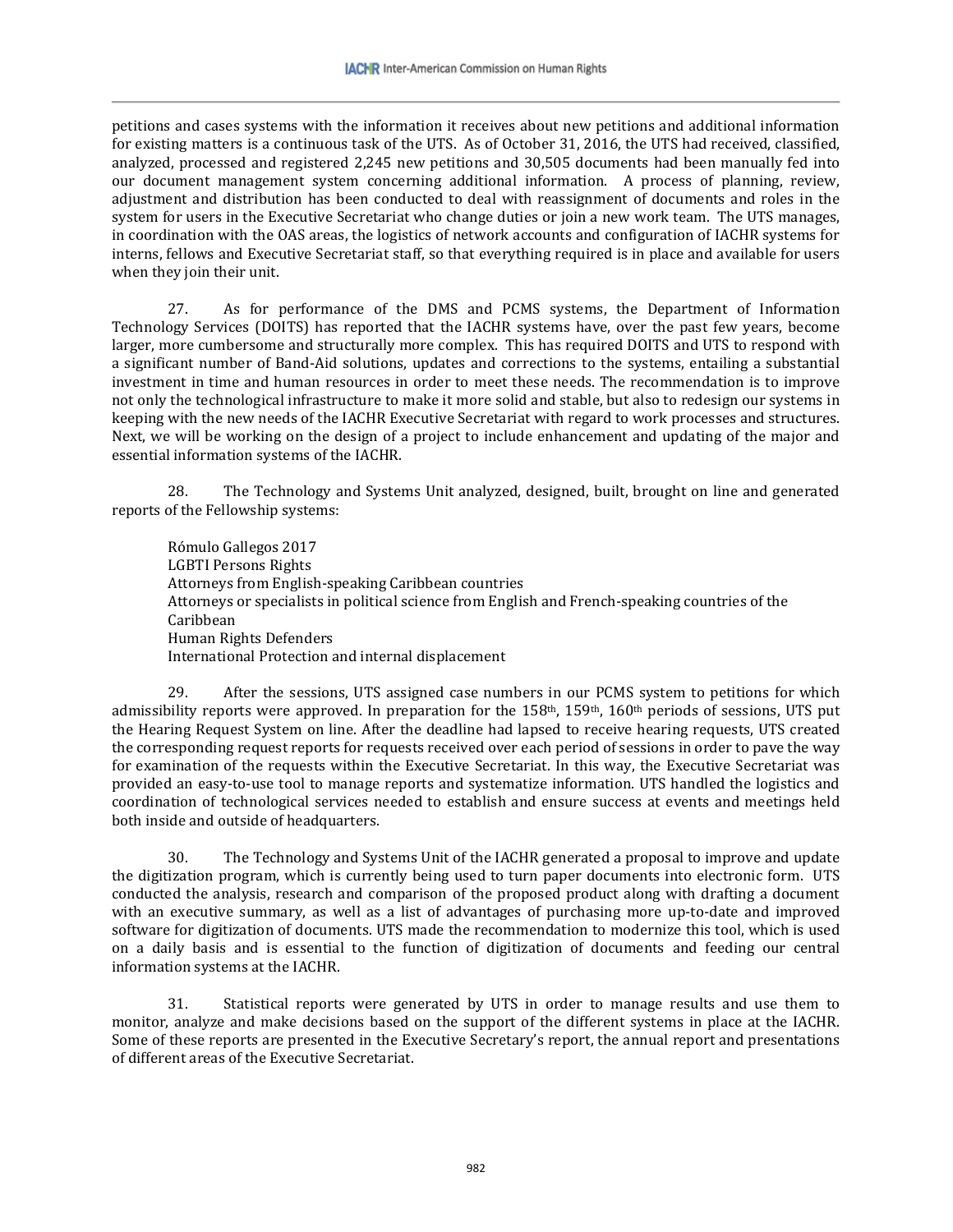petitions and cases systems with the information it receives about new petitions and additional information for existing matters is a continuous task of the UTS. As of October 31, 2016, the UTS had received, classified, analyzed, processed and registered 2,245 new petitions and 30,505 documents had been manually fed into our document management system concerning additional information. A process of planning, review, adjustment and distribution has been conducted to deal with reassignment of documents and roles in the system for users in the Executive Secretariat who change duties or join a new work team. The UTS manages, in coordination with the OAS areas, the logistics of network accounts and configuration of IACHR systems for interns, fellows and Executive Secretariat staff, so that everything required is in place and available for users when they join their unit.

27. As for performance of the DMS and PCMS systems, the Department of Information Technology Services (DOITS) has reported that the IACHR systems have, over the past few years, become larger, more cumbersome and structurally more complex. This has required DOITS and UTS to respond with a significant number of Band-Aid solutions, updates and corrections to the systems, entailing a substantial investment in time and human resources in order to meet these needs. The recommendation is to improve not only the technological infrastructure to make it more solid and stable, but also to redesign our systems in keeping with the new needs of the IACHR Executive Secretariat with regard to work processes and structures. Next, we will be working on the design of a project to include enhancement and updating of the major and essential information systems of the IACHR.

28. The Technology and Systems Unit analyzed, designed, built, brought on line and generated reports of the Fellowship systems:

Rómulo Gallegos 2017  
LGBTI Persons Rights  
Attorneys from English-speaking Caribbean countries  
Attorneys or specialists in political science from English and French-speaking countries of the Caribbean  
Human Rights Defenders  
International Protection and internal displacement

29. After the sessions, UTS assigned case numbers in our PCMS system to petitions for which admissibility reports were approved. In preparation for the 158th, 159th, 160th periods of sessions, UTS put the Hearing Request System on line. After the deadline had lapsed to receive hearing requests, UTS created the corresponding request reports for requests received over each period of sessions in order to pave the way for examination of the requests within the Executive Secretariat. In this way, the Executive Secretariat was provided an easy-to-use tool to manage reports and systematize information. UTS handled the logistics and coordination of technological services needed to establish and ensure success at events and meetings held both inside and outside of headquarters.

30. The Technology and Systems Unit of the IACHR generated a proposal to improve and update the digitization program, which is currently being used to turn paper documents into electronic form. UTS conducted the analysis, research and comparison of the proposed product along with drafting a document with an executive summary, as well as a list of advantages of purchasing more up-to-date and improved software for digitization of documents. UTS made the recommendation to modernize this tool, which is used on a daily basis and is essential to the function of digitization of documents and feeding our central information systems at the IACHR.

31. Statistical reports were generated by UTS in order to manage results and use them to monitor, analyze and make decisions based on the support of the different systems in place at the IACHR. Some of these reports are presented in the Executive Secretary's report, the annual report and presentations of different areas of the Executive Secretariat.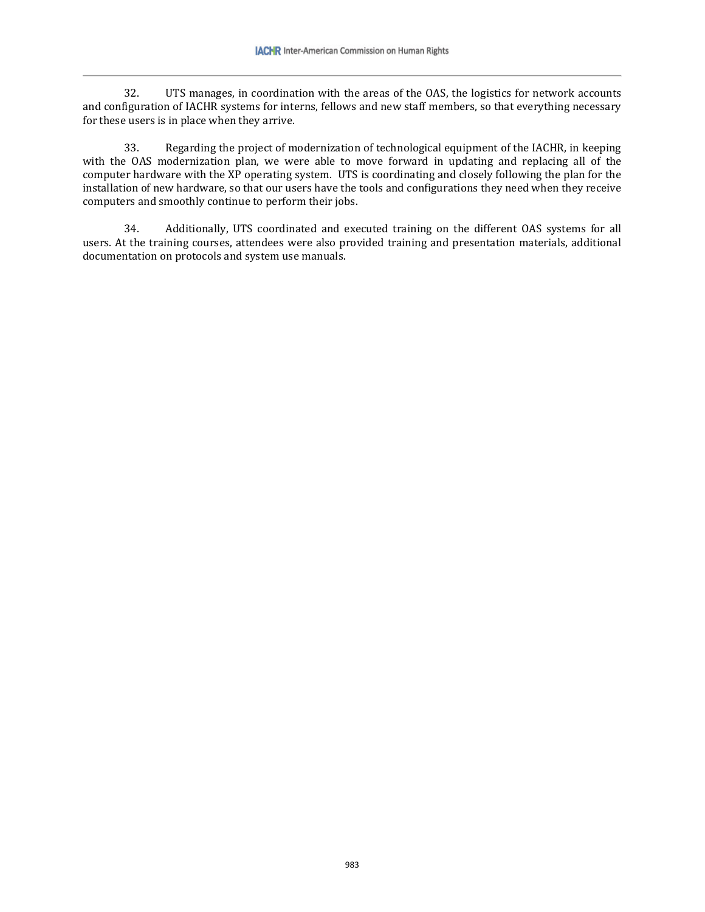32. UTS manages, in coordination with the areas of the OAS, the logistics for network accounts and configuration of IACHR systems for interns, fellows and new staff members, so that everything necessary for these users is in place when they arrive.

33. Regarding the project of modernization of technological equipment of the IACHR, in keeping with the OAS modernization plan, we were able to move forward in updating and replacing all of the computer hardware with the XP operating system. UTS is coordinating and closely following the plan for the installation of new hardware, so that our users have the tools and configurations they need when they receive computers and smoothly continue to perform their jobs.

34. Additionally, UTS coordinated and executed training on the different OAS systems for all users. At the training courses, attendees were also provided training and presentation materials, additional documentation on protocols and system use manuals.